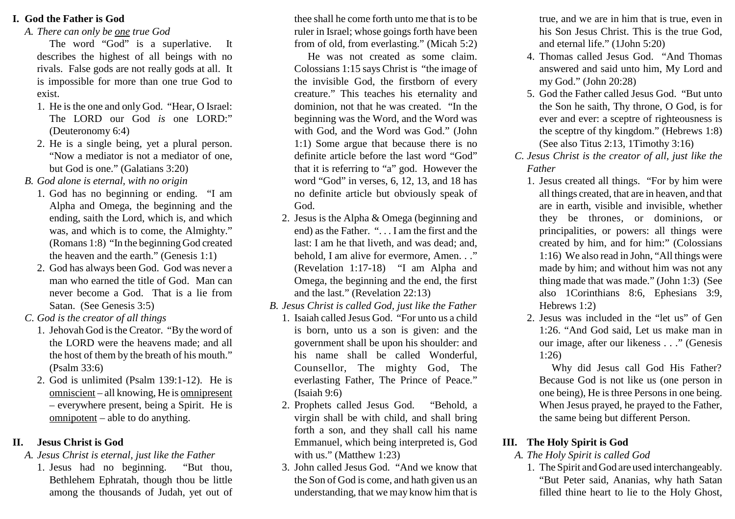## I. God the Father is God

*A. There can only be one true God*

The word "God" is a superlative. It describes the highest of all beings with no rivals. False gods are not really gods at all. It is impossible for more than one true God to exist.

1. He is the one and only God. "Hear, O Israel: The LORD our God *is* one LORD:" (Deuteronomy 6:4)
2. He is a single being, yet a plural person. "Now a mediator is not a mediator of one, but God is one." (Galatians 3:20)

*B. God alone is eternal, with no origin*

1. God has no beginning or ending. "I am Alpha and Omega, the beginning and the ending, saith the Lord, which is, and which was, and which is to come, the Almighty." (Romans 1:8) "In the beginning God created the heaven and the earth." (Genesis 1:1)
2. God has always been God. God was never a man who earned the title of God. Man can never become a God. That is a lie from Satan. (See Genesis 3:5)

*C. God is the creator of all things*

1. Jehovah God is the Creator. "By the word of the LORD were the heavens made; and all the host of them by the breath of his mouth." (Psalm 33:6)
2. God is unlimited (Psalm 139:1-12). He is omniscient – all knowing, He is omnipresent – everywhere present, being a Spirit. He is omnipotent – able to do anything.

## II. Jesus Christ is God

*A. Jesus Christ is eternal, just like the Father*

1. Jesus had no beginning. "But thou, Bethlehem Ephratah, though thou be little among the thousands of Judah, yet out of thee shall he come forth unto me that is to be ruler in Israel; whose goings forth have been from of old, from everlasting." (Micah 5:2)

   He was not created as some claim. Colossians 1:15 says Christ is "the image of the invisible God, the firstborn of every creature." This teaches his eternality and dominion, not that he was created. "In the beginning was the Word, and the Word was with God, and the Word was God." (John 1:1) Some argue that because there is no definite article before the last word "God" that it is referring to "a" god. However the word "God" in verses, 6, 12, 13, and 18 has no definite article but obviously speak of God.
2. Jesus is the Alpha & Omega (beginning and end) as the Father. ". . . I am the first and the last: I am he that liveth, and was dead; and, behold, I am alive for evermore, Amen. . ." (Revelation 1:17-18) "I am Alpha and Omega, the beginning and the end, the first and the last." (Revelation 22:13)

*B. Jesus Christ is called God, just like the Father*

1. Isaiah called Jesus God. "For unto us a child is born, unto us a son is given: and the government shall be upon his shoulder: and his name shall be called Wonderful, Counsellor, The mighty God, The everlasting Father, The Prince of Peace." (Isaiah 9:6)
2. Prophets called Jesus God. "Behold, a virgin shall be with child, and shall bring forth a son, and they shall call his name Emmanuel, which being interpreted is, God with us." (Matthew 1:23)
3. John called Jesus God. "And we know that the Son of God is come, and hath given us an understanding, that we may know him that is true, and we are in him that is true, even in his Son Jesus Christ. This is the true God, and eternal life." (1John 5:20)
4. Thomas called Jesus God. "And Thomas answered and said unto him, My Lord and my God." (John 20:28)
5. God the Father called Jesus God. "But unto the Son he saith, Thy throne, O God, is for ever and ever: a sceptre of righteousness is the sceptre of thy kingdom." (Hebrews 1:8) (See also Titus 2:13, 1Timothy 3:16)

*C. Jesus Christ is the creator of all, just like the Father*

1. Jesus created all things. "For by him were all things created, that are in heaven, and that are in earth, visible and invisible, whether they be thrones, or dominions, or principalities, or powers: all things were created by him, and for him:" (Colossians 1:16) We also read in John, "All things were made by him; and without him was not any thing made that was made." (John 1:3) (See also 1Corinthians 8:6, Ephesians 3:9, Hebrews 1:2)
2. Jesus was included in the "let us" of Gen 1:26. "And God said, Let us make man in our image, after our likeness . . ." (Genesis 1:26)

   Why did Jesus call God His Father? Because God is not like us (one person in one being), He is three Persons in one being. When Jesus prayed, he prayed to the Father, the same being but different Person.

## III. The Holy Spirit is God

*A. The Holy Spirit is called God*

1. The Spirit and God are used interchangeably. "But Peter said, Ananias, why hath Satan filled thine heart to lie to the Holy Ghost,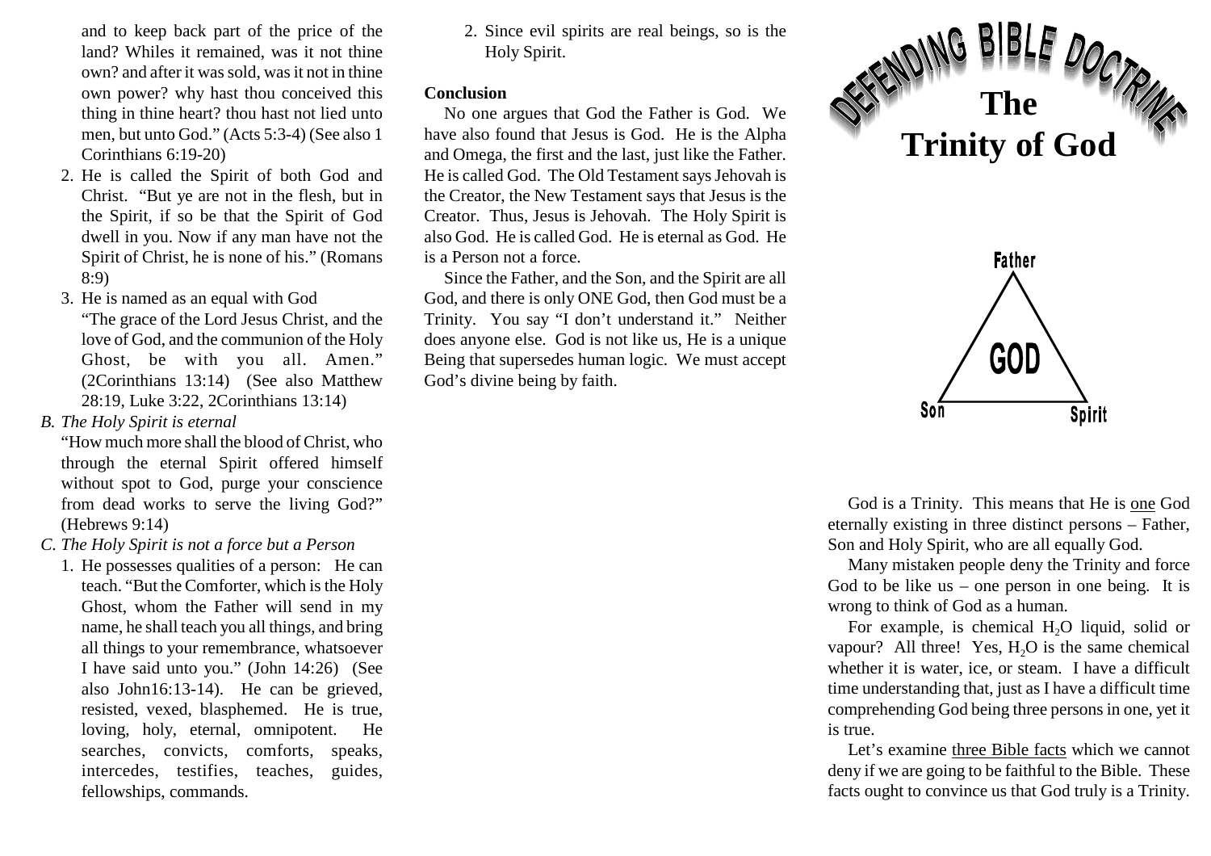and to keep back part of the price of the land? Whiles it remained, was it not thine own? and after it was sold, was it not in thine own power? why hast thou conceived this thing in thine heart? thou hast not lied unto men, but unto God." (Acts 5:3-4) (See also 1 Corinthians 6:19-20)

2. He is called the Spirit of both God and Christ. "But ye are not in the flesh, but in the Spirit, if so be that the Spirit of God dwell in you. Now if any man have not the Spirit of Christ, he is none of his." (Romans 8:9)
3. He is named as an equal with God
   "The grace of the Lord Jesus Christ, and the love of God, and the communion of the Holy Ghost, be with you all. Amen." (2Corinthians 13:14) (See also Matthew 28:19, Luke 3:22, 2Corinthians 13:14)

*B. The Holy Spirit is eternal*

"How much more shall the blood of Christ, who through the eternal Spirit offered himself without spot to God, purge your conscience from dead works to serve the living God?" (Hebrews 9:14)

*C. The Holy Spirit is not a force but a Person*

1. He possesses qualities of a person: He can teach. "But the Comforter, which is the Holy Ghost, whom the Father will send in my name, he shall teach you all things, and bring all things to your remembrance, whatsoever I have said unto you." (John 14:26) (See also John16:13-14). He can be grieved, resisted, vexed, blasphemed. He is true, loving, holy, eternal, omnipotent. He searches, convicts, comforts, speaks, intercedes, testifies, teaches, guides, fellowships, commands.
2. Since evil spirits are real beings, so is the Holy Spirit.

**Conclusion**

No one argues that God the Father is God. We have also found that Jesus is God. He is the Alpha and Omega, the first and the last, just like the Father. He is called God. The Old Testament says Jehovah is the Creator, the New Testament says that Jesus is the Creator. Thus, Jesus is Jehovah. The Holy Spirit is also God. He is called God. He is eternal as God. He is a Person not a force.

Since the Father, and the Son, and the Spirit are all God, and there is only ONE God, then God must be a Trinity. You say "I don't understand it." Neither does anyone else. God is not like us, He is a unique Being that supersedes human logic. We must accept God's divine being by faith.

DEFENDING BIBLE DOCTRINE

# The Trinity of God

Father

GOD

Son

Spirit

God is a Trinity. This means that He is one God eternally existing in three distinct persons – Father, Son and Holy Spirit, who are all equally God.

Many mistaken people deny the Trinity and force God to be like us – one person in one being. It is wrong to think of God as a human.

For example, is chemical $H_2O$ liquid, solid or vapour? All three! Yes, $H_2O$ is the same chemical whether it is water, ice, or steam. I have a difficult time understanding that, just as I have a difficult time comprehending God being three persons in one, yet it is true.

Let's examine three Bible facts which we cannot deny if we are going to be faithful to the Bible. These facts ought to convince us that God truly is a Trinity.